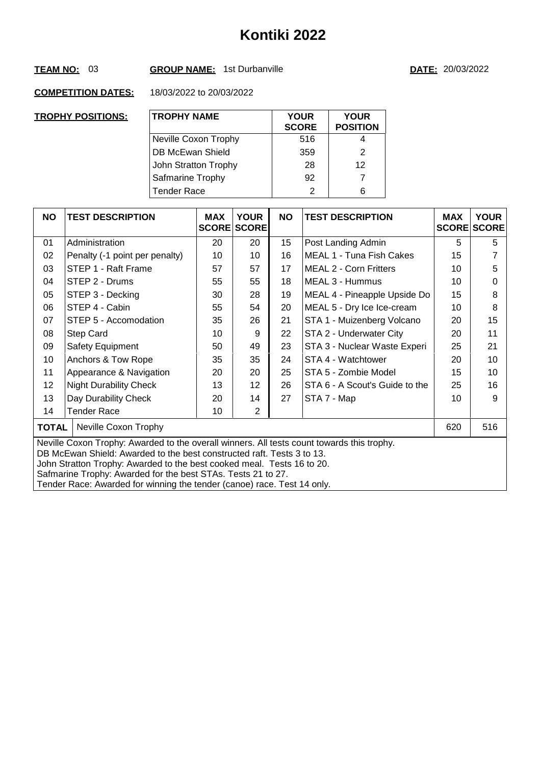# Kontiki 2022

**TEAM NO:** 03 **GROUP NAME:** 1st Durbanville **DATE:** 20/03/2022

**COMPETITION DATES:** 18/03/2022 to 20/03/2022

**TROPHY POSITIONS:**

| TROPHY NAME | YOUR SCORE | YOUR POSITION |
|---|---|---|
| Neville Coxon Trophy | 516 | 4 |
| DB McEwan Shield | 359 | 2 |
| John Stratton Trophy | 28 | 12 |
| Safmarine Trophy | 92 | 7 |
| Tender Race | 2 | 6 |

| NO | TEST DESCRIPTION | MAX SCORE | YOUR SCORE | NO | TEST DESCRIPTION | MAX SCORE | YOUR SCORE |
|---|---|---|---|---|---|---|---|
| 01 | Administration | 20 | 20 | 15 | Post Landing Admin | 5 | 5 |
| 02 | Penalty (-1 point per penalty) | 10 | 10 | 16 | MEAL 1 - Tuna Fish Cakes | 15 | 7 |
| 03 | STEP 1 - Raft Frame | 57 | 57 | 17 | MEAL 2 - Corn Fritters | 10 | 5 |
| 04 | STEP 2 - Drums | 55 | 55 | 18 | MEAL 3 - Hummus | 10 | 0 |
| 05 | STEP 3 - Decking | 30 | 28 | 19 | MEAL 4 - Pineapple Upside Do | 15 | 8 |
| 06 | STEP 4 - Cabin | 55 | 54 | 20 | MEAL 5 - Dry Ice Ice-cream | 10 | 8 |
| 07 | STEP 5 - Accomodation | 35 | 26 | 21 | STA 1 - Muizenberg Volcano | 20 | 15 |
| 08 | Step Card | 10 | 9 | 22 | STA 2 - Underwater City | 20 | 11 |
| 09 | Safety Equipment | 50 | 49 | 23 | STA 3 - Nuclear Waste Experi | 25 | 21 |
| 10 | Anchors & Tow Rope | 35 | 35 | 24 | STA 4 - Watchtower | 20 | 10 |
| 11 | Appearance & Navigation | 20 | 20 | 25 | STA 5 - Zombie Model | 15 | 10 |
| 12 | Night Durability Check | 13 | 12 | 26 | STA 6 - A Scout's Guide to the | 25 | 16 |
| 13 | Day Durability Check | 20 | 14 | 27 | STA 7 - Map | 10 | 9 |
| 14 | Tender Race | 10 | 2 | | | | |
| **TOTAL** | Neville Coxon Trophy | | | | | 620 | 516 |

Neville Coxon Trophy: Awarded to the overall winners. All tests count towards this trophy.
DB McEwan Shield: Awarded to the best constructed raft. Tests 3 to 13.
John Stratton Trophy: Awarded to the best cooked meal. Tests 16 to 20.
Safmarine Trophy: Awarded for the best STAs. Tests 21 to 27.
Tender Race: Awarded for winning the tender (canoe) race. Test 14 only.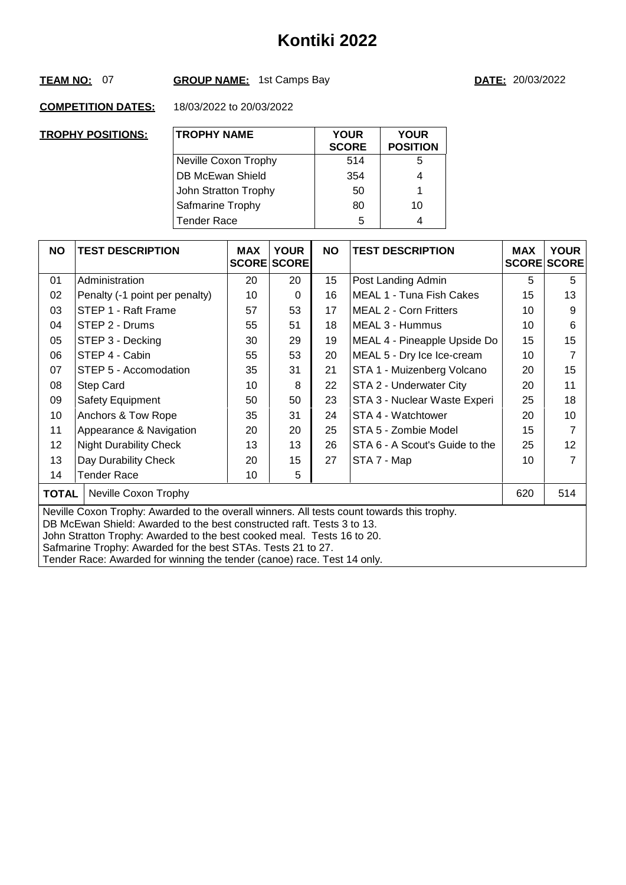# Kontiki 2022

**TEAM NO:** 07 **GROUP NAME:** 1st Camps Bay **DATE:** 20/03/2022

**COMPETITION DATES:** 18/03/2022 to 20/03/2022

**TROPHY POSITIONS:**

| TROPHY NAME | YOUR SCORE | YOUR POSITION |
|---|---|---|
| Neville Coxon Trophy | 514 | 5 |
| DB McEwan Shield | 354 | 4 |
| John Stratton Trophy | 50 | 1 |
| Safmarine Trophy | 80 | 10 |
| Tender Race | 5 | 4 |

| NO | TEST DESCRIPTION | MAX SCORE | YOUR SCORE | NO | TEST DESCRIPTION | MAX SCORE | YOUR SCORE |
|---|---|---|---|---|---|---|---|
| 01 | Administration | 20 | 20 | 15 | Post Landing Admin | 5 | 5 |
| 02 | Penalty (-1 point per penalty) | 10 | 0 | 16 | MEAL 1 - Tuna Fish Cakes | 15 | 13 |
| 03 | STEP 1 - Raft Frame | 57 | 53 | 17 | MEAL 2 - Corn Fritters | 10 | 9 |
| 04 | STEP 2 - Drums | 55 | 51 | 18 | MEAL 3 - Hummus | 10 | 6 |
| 05 | STEP 3 - Decking | 30 | 29 | 19 | MEAL 4 - Pineapple Upside Do | 15 | 15 |
| 06 | STEP 4 - Cabin | 55 | 53 | 20 | MEAL 5 - Dry Ice Ice-cream | 10 | 7 |
| 07 | STEP 5 - Accomodation | 35 | 31 | 21 | STA 1 - Muizenberg Volcano | 20 | 15 |
| 08 | Step Card | 10 | 8 | 22 | STA 2 - Underwater City | 20 | 11 |
| 09 | Safety Equipment | 50 | 50 | 23 | STA 3 - Nuclear Waste Experi | 25 | 18 |
| 10 | Anchors & Tow Rope | 35 | 31 | 24 | STA 4 - Watchtower | 20 | 10 |
| 11 | Appearance & Navigation | 20 | 20 | 25 | STA 5 - Zombie Model | 15 | 7 |
| 12 | Night Durability Check | 13 | 13 | 26 | STA 6 - A Scout's Guide to the | 25 | 12 |
| 13 | Day Durability Check | 20 | 15 | 27 | STA 7 - Map | 10 | 7 |
| 14 | Tender Race | 10 | 5 | | | | |
| **TOTAL** | Neville Coxon Trophy | | | | | 620 | 514 |

Neville Coxon Trophy: Awarded to the overall winners. All tests count towards this trophy.
DB McEwan Shield: Awarded to the best constructed raft. Tests 3 to 13.
John Stratton Trophy: Awarded to the best cooked meal. Tests 16 to 20.
Safmarine Trophy: Awarded for the best STAs. Tests 21 to 27.
Tender Race: Awarded for winning the tender (canoe) race. Test 14 only.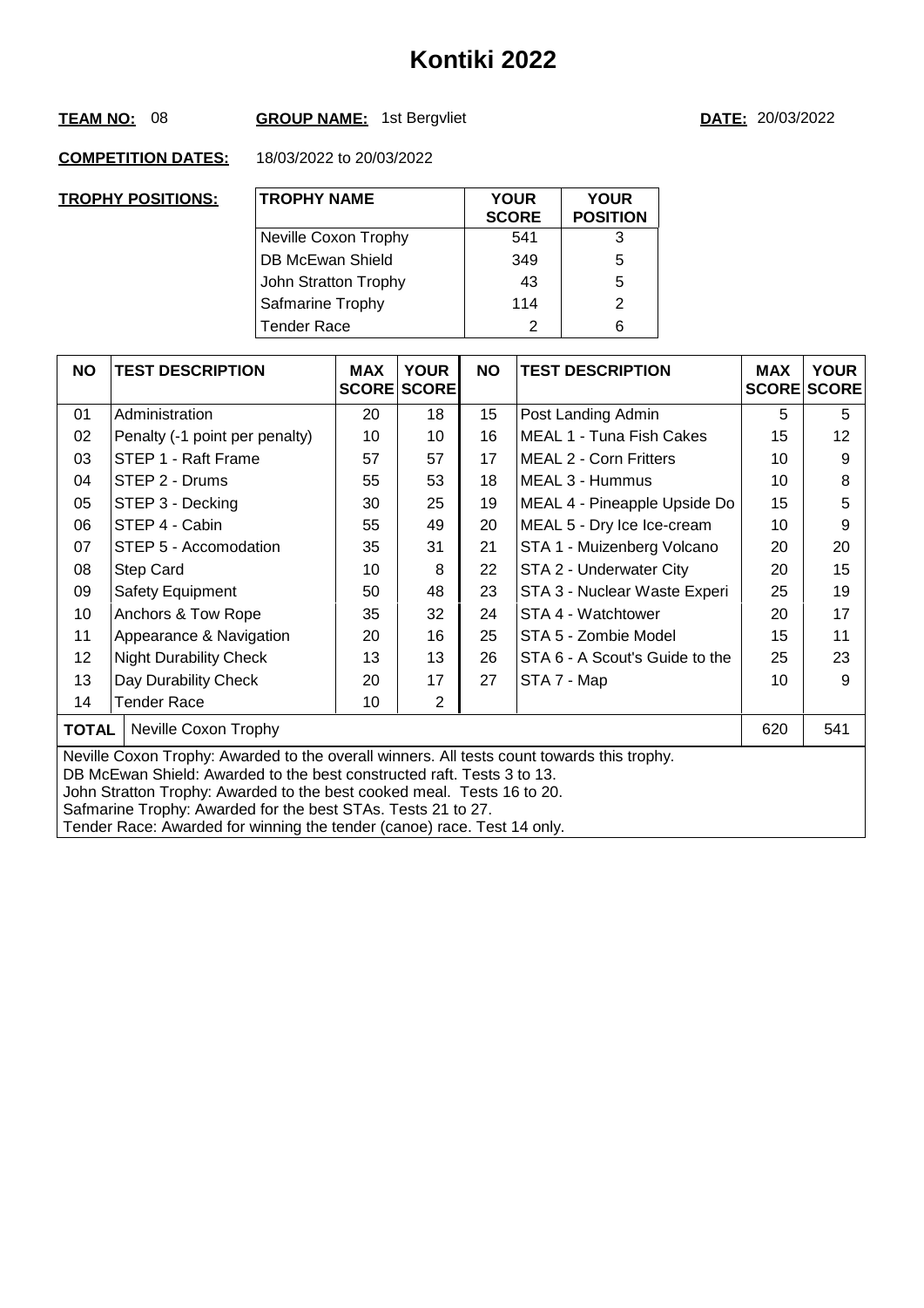# Kontiki 2022

**TEAM NO:** 08 **GROUP NAME:** 1st Bergvliet **DATE:** 20/03/2022

**COMPETITION DATES:** 18/03/2022 to 20/03/2022

**TROPHY POSITIONS:**

| TROPHY NAME | YOUR SCORE | YOUR POSITION |
|---|---|---|
| Neville Coxon Trophy | 541 | 3 |
| DB McEwan Shield | 349 | 5 |
| John Stratton Trophy | 43 | 5 |
| Safmarine Trophy | 114 | 2 |
| Tender Race | 2 | 6 |

| NO | TEST DESCRIPTION | MAX SCORE | YOUR SCORE | NO | TEST DESCRIPTION | MAX SCORE | YOUR SCORE |
|---|---|---|---|---|---|---|---|
| 01 | Administration | 20 | 18 | 15 | Post Landing Admin | 5 | 5 |
| 02 | Penalty (-1 point per penalty) | 10 | 10 | 16 | MEAL 1 - Tuna Fish Cakes | 15 | 12 |
| 03 | STEP 1 - Raft Frame | 57 | 57 | 17 | MEAL 2 - Corn Fritters | 10 | 9 |
| 04 | STEP 2 - Drums | 55 | 53 | 18 | MEAL 3 - Hummus | 10 | 8 |
| 05 | STEP 3 - Decking | 30 | 25 | 19 | MEAL 4 - Pineapple Upside Do | 15 | 5 |
| 06 | STEP 4 - Cabin | 55 | 49 | 20 | MEAL 5 - Dry Ice Ice-cream | 10 | 9 |
| 07 | STEP 5 - Accomodation | 35 | 31 | 21 | STA 1 - Muizenberg Volcano | 20 | 20 |
| 08 | Step Card | 10 | 8 | 22 | STA 2 - Underwater City | 20 | 15 |
| 09 | Safety Equipment | 50 | 48 | 23 | STA 3 - Nuclear Waste Experi | 25 | 19 |
| 10 | Anchors & Tow Rope | 35 | 32 | 24 | STA 4 - Watchtower | 20 | 17 |
| 11 | Appearance & Navigation | 20 | 16 | 25 | STA 5 - Zombie Model | 15 | 11 |
| 12 | Night Durability Check | 13 | 13 | 26 | STA 6 - A Scout's Guide to the | 25 | 23 |
| 13 | Day Durability Check | 20 | 17 | 27 | STA 7 - Map | 10 | 9 |
| 14 | Tender Race | 10 | 2 | | | | |
| **TOTAL** | Neville Coxon Trophy | | | | | 620 | 541 |

Neville Coxon Trophy: Awarded to the overall winners. All tests count towards this trophy.
DB McEwan Shield: Awarded to the best constructed raft. Tests 3 to 13.
John Stratton Trophy: Awarded to the best cooked meal. Tests 16 to 20.
Safmarine Trophy: Awarded for the best STAs. Tests 21 to 27.
Tender Race: Awarded for winning the tender (canoe) race. Test 14 only.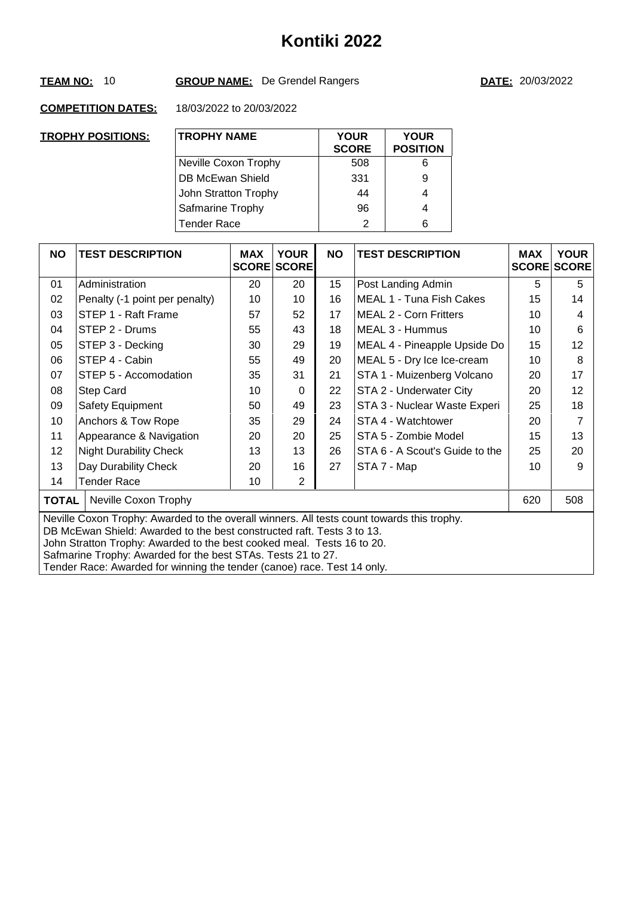# Kontiki 2022

**TEAM NO:** 10 **GROUP NAME:** De Grendel Rangers **DATE:** 20/03/2022

**COMPETITION DATES:** 18/03/2022 to 20/03/2022

**TROPHY POSITIONS:**

| TROPHY NAME | YOUR SCORE | YOUR POSITION |
|---|---|---|
| Neville Coxon Trophy | 508 | 6 |
| DB McEwan Shield | 331 | 9 |
| John Stratton Trophy | 44 | 4 |
| Safmarine Trophy | 96 | 4 |
| Tender Race | 2 | 6 |

| NO | TEST DESCRIPTION | MAX SCORE | YOUR SCORE | NO | TEST DESCRIPTION | MAX SCORE | YOUR SCORE |
|---|---|---|---|---|---|---|---|
| 01 | Administration | 20 | 20 | 15 | Post Landing Admin | 5 | 5 |
| 02 | Penalty (-1 point per penalty) | 10 | 10 | 16 | MEAL 1 - Tuna Fish Cakes | 15 | 14 |
| 03 | STEP 1 - Raft Frame | 57 | 52 | 17 | MEAL 2 - Corn Fritters | 10 | 4 |
| 04 | STEP 2 - Drums | 55 | 43 | 18 | MEAL 3 - Hummus | 10 | 6 |
| 05 | STEP 3 - Decking | 30 | 29 | 19 | MEAL 4 - Pineapple Upside Do | 15 | 12 |
| 06 | STEP 4 - Cabin | 55 | 49 | 20 | MEAL 5 - Dry Ice Ice-cream | 10 | 8 |
| 07 | STEP 5 - Accomodation | 35 | 31 | 21 | STA 1 - Muizenberg Volcano | 20 | 17 |
| 08 | Step Card | 10 | 0 | 22 | STA 2 - Underwater City | 20 | 12 |
| 09 | Safety Equipment | 50 | 49 | 23 | STA 3 - Nuclear Waste Experi | 25 | 18 |
| 10 | Anchors & Tow Rope | 35 | 29 | 24 | STA 4 - Watchtower | 20 | 7 |
| 11 | Appearance & Navigation | 20 | 20 | 25 | STA 5 - Zombie Model | 15 | 13 |
| 12 | Night Durability Check | 13 | 13 | 26 | STA 6 - A Scout's Guide to the | 25 | 20 |
| 13 | Day Durability Check | 20 | 16 | 27 | STA 7 - Map | 10 | 9 |
| 14 | Tender Race | 10 | 2 | | | | |
| **TOTAL** | Neville Coxon Trophy | | | | | 620 | 508 |

Neville Coxon Trophy: Awarded to the overall winners. All tests count towards this trophy.
DB McEwan Shield: Awarded to the best constructed raft. Tests 3 to 13.
John Stratton Trophy: Awarded to the best cooked meal. Tests 16 to 20.
Safmarine Trophy: Awarded for the best STAs. Tests 21 to 27.
Tender Race: Awarded for winning the tender (canoe) race. Test 14 only.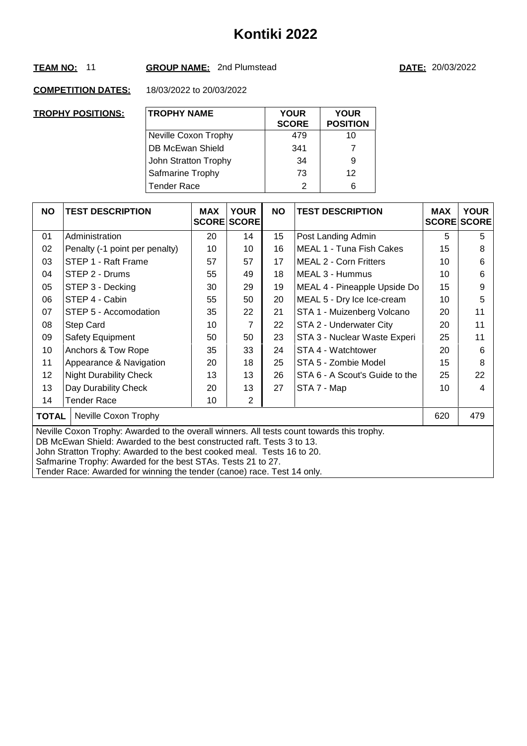# Kontiki 2022

**TEAM NO:** 11 **GROUP NAME:** 2nd Plumstead **DATE:** 20/03/2022

**COMPETITION DATES:** 18/03/2022 to 20/03/2022

**TROPHY POSITIONS:**

| TROPHY NAME | YOUR SCORE | YOUR POSITION |
|---|---|---|
| Neville Coxon Trophy | 479 | 10 |
| DB McEwan Shield | 341 | 7 |
| John Stratton Trophy | 34 | 9 |
| Safmarine Trophy | 73 | 12 |
| Tender Race | 2 | 6 |

| NO | TEST DESCRIPTION | MAX SCORE | YOUR SCORE | NO | TEST DESCRIPTION | MAX SCORE | YOUR SCORE |
|---|---|---|---|---|---|---|---|
| 01 | Administration | 20 | 14 | 15 | Post Landing Admin | 5 | 5 |
| 02 | Penalty (-1 point per penalty) | 10 | 10 | 16 | MEAL 1 - Tuna Fish Cakes | 15 | 8 |
| 03 | STEP 1 - Raft Frame | 57 | 57 | 17 | MEAL 2 - Corn Fritters | 10 | 6 |
| 04 | STEP 2 - Drums | 55 | 49 | 18 | MEAL 3 - Hummus | 10 | 6 |
| 05 | STEP 3 - Decking | 30 | 29 | 19 | MEAL 4 - Pineapple Upside Do | 15 | 9 |
| 06 | STEP 4 - Cabin | 55 | 50 | 20 | MEAL 5 - Dry Ice Ice-cream | 10 | 5 |
| 07 | STEP 5 - Accomodation | 35 | 22 | 21 | STA 1 - Muizenberg Volcano | 20 | 11 |
| 08 | Step Card | 10 | 7 | 22 | STA 2 - Underwater City | 20 | 11 |
| 09 | Safety Equipment | 50 | 50 | 23 | STA 3 - Nuclear Waste Experi | 25 | 11 |
| 10 | Anchors & Tow Rope | 35 | 33 | 24 | STA 4 - Watchtower | 20 | 6 |
| 11 | Appearance & Navigation | 20 | 18 | 25 | STA 5 - Zombie Model | 15 | 8 |
| 12 | Night Durability Check | 13 | 13 | 26 | STA 6 - A Scout's Guide to the | 25 | 22 |
| 13 | Day Durability Check | 20 | 13 | 27 | STA 7 - Map | 10 | 4 |
| 14 | Tender Race | 10 | 2 | | | | |
| **TOTAL** | Neville Coxon Trophy | | | | | 620 | 479 |

Neville Coxon Trophy: Awarded to the overall winners. All tests count towards this trophy.
DB McEwan Shield: Awarded to the best constructed raft. Tests 3 to 13.
John Stratton Trophy: Awarded to the best cooked meal. Tests 16 to 20.
Safmarine Trophy: Awarded for the best STAs. Tests 21 to 27.
Tender Race: Awarded for winning the tender (canoe) race. Test 14 only.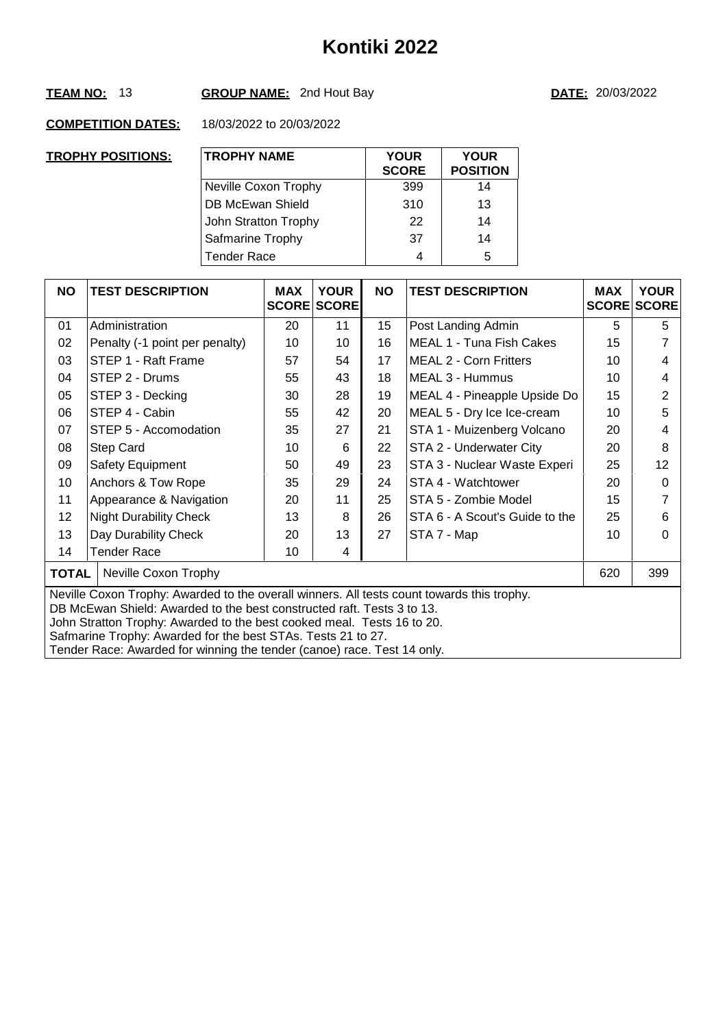# Kontiki 2022

**TEAM NO:** 13 **GROUP NAME:** 2nd Hout Bay **DATE:** 20/03/2022

**COMPETITION DATES:** 18/03/2022 to 20/03/2022

**TROPHY POSITIONS:**

| TROPHY NAME | YOUR SCORE | YOUR POSITION |
|---|---|---|
| Neville Coxon Trophy | 399 | 14 |
| DB McEwan Shield | 310 | 13 |
| John Stratton Trophy | 22 | 14 |
| Safmarine Trophy | 37 | 14 |
| Tender Race | 4 | 5 |

| NO | TEST DESCRIPTION | MAX SCORE | YOUR SCORE | NO | TEST DESCRIPTION | MAX SCORE | YOUR SCORE |
|---|---|---|---|---|---|---|---|
| 01 | Administration | 20 | 11 | 15 | Post Landing Admin | 5 | 5 |
| 02 | Penalty (-1 point per penalty) | 10 | 10 | 16 | MEAL 1 - Tuna Fish Cakes | 15 | 7 |
| 03 | STEP 1 - Raft Frame | 57 | 54 | 17 | MEAL 2 - Corn Fritters | 10 | 4 |
| 04 | STEP 2 - Drums | 55 | 43 | 18 | MEAL 3 - Hummus | 10 | 4 |
| 05 | STEP 3 - Decking | 30 | 28 | 19 | MEAL 4 - Pineapple Upside Do | 15 | 2 |
| 06 | STEP 4 - Cabin | 55 | 42 | 20 | MEAL 5 - Dry Ice Ice-cream | 10 | 5 |
| 07 | STEP 5 - Accomodation | 35 | 27 | 21 | STA 1 - Muizenberg Volcano | 20 | 4 |
| 08 | Step Card | 10 | 6 | 22 | STA 2 - Underwater City | 20 | 8 |
| 09 | Safety Equipment | 50 | 49 | 23 | STA 3 - Nuclear Waste Experi | 25 | 12 |
| 10 | Anchors & Tow Rope | 35 | 29 | 24 | STA 4 - Watchtower | 20 | 0 |
| 11 | Appearance & Navigation | 20 | 11 | 25 | STA 5 - Zombie Model | 15 | 7 |
| 12 | Night Durability Check | 13 | 8 | 26 | STA 6 - A Scout's Guide to the | 25 | 6 |
| 13 | Day Durability Check | 20 | 13 | 27 | STA 7 - Map | 10 | 0 |
| 14 | Tender Race | 10 | 4 | | | | |
| **TOTAL** | Neville Coxon Trophy | | | | | 620 | 399 |

Neville Coxon Trophy: Awarded to the overall winners. All tests count towards this trophy.
DB McEwan Shield: Awarded to the best constructed raft. Tests 3 to 13.
John Stratton Trophy: Awarded to the best cooked meal. Tests 16 to 20.
Safmarine Trophy: Awarded for the best STAs. Tests 21 to 27.
Tender Race: Awarded for winning the tender (canoe) race. Test 14 only.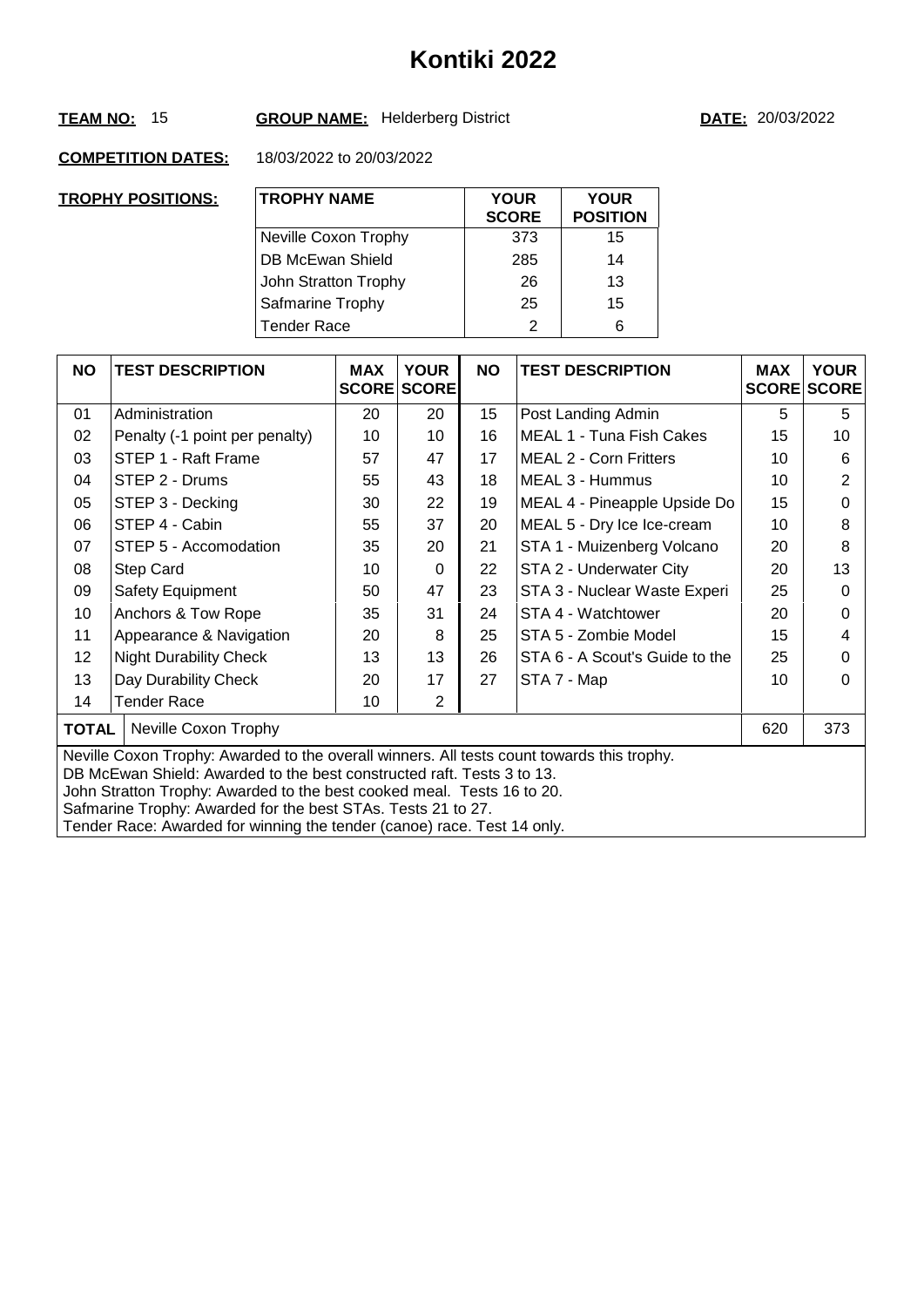# Kontiki 2022

**TEAM NO:** 15 **GROUP NAME:** Helderberg District **DATE:** 20/03/2022

**COMPETITION DATES:** 18/03/2022 to 20/03/2022

**TROPHY POSITIONS:**

| TROPHY NAME | YOUR SCORE | YOUR POSITION |
|---|---|---|
| Neville Coxon Trophy | 373 | 15 |
| DB McEwan Shield | 285 | 14 |
| John Stratton Trophy | 26 | 13 |
| Safmarine Trophy | 25 | 15 |
| Tender Race | 2 | 6 |

| NO | TEST DESCRIPTION | MAX SCORE | YOUR SCORE | NO | TEST DESCRIPTION | MAX SCORE | YOUR SCORE |
|---|---|---|---|---|---|---|---|
| 01 | Administration | 20 | 20 | 15 | Post Landing Admin | 5 | 5 |
| 02 | Penalty (-1 point per penalty) | 10 | 10 | 16 | MEAL 1 - Tuna Fish Cakes | 15 | 10 |
| 03 | STEP 1 - Raft Frame | 57 | 47 | 17 | MEAL 2 - Corn Fritters | 10 | 6 |
| 04 | STEP 2 - Drums | 55 | 43 | 18 | MEAL 3 - Hummus | 10 | 2 |
| 05 | STEP 3 - Decking | 30 | 22 | 19 | MEAL 4 - Pineapple Upside Do | 15 | 0 |
| 06 | STEP 4 - Cabin | 55 | 37 | 20 | MEAL 5 - Dry Ice Ice-cream | 10 | 8 |
| 07 | STEP 5 - Accomodation | 35 | 20 | 21 | STA 1 - Muizenberg Volcano | 20 | 8 |
| 08 | Step Card | 10 | 0 | 22 | STA 2 - Underwater City | 20 | 13 |
| 09 | Safety Equipment | 50 | 47 | 23 | STA 3 - Nuclear Waste Experi | 25 | 0 |
| 10 | Anchors & Tow Rope | 35 | 31 | 24 | STA 4 - Watchtower | 20 | 0 |
| 11 | Appearance & Navigation | 20 | 8 | 25 | STA 5 - Zombie Model | 15 | 4 |
| 12 | Night Durability Check | 13 | 13 | 26 | STA 6 - A Scout's Guide to the | 25 | 0 |
| 13 | Day Durability Check | 20 | 17 | 27 | STA 7 - Map | 10 | 0 |
| 14 | Tender Race | 10 | 2 | | | | |
| **TOTAL** | Neville Coxon Trophy | | | | | 620 | 373 |

Neville Coxon Trophy: Awarded to the overall winners. All tests count towards this trophy.
DB McEwan Shield: Awarded to the best constructed raft. Tests 3 to 13.
John Stratton Trophy: Awarded to the best cooked meal. Tests 16 to 20.
Safmarine Trophy: Awarded for the best STAs. Tests 21 to 27.
Tender Race: Awarded for winning the tender (canoe) race. Test 14 only.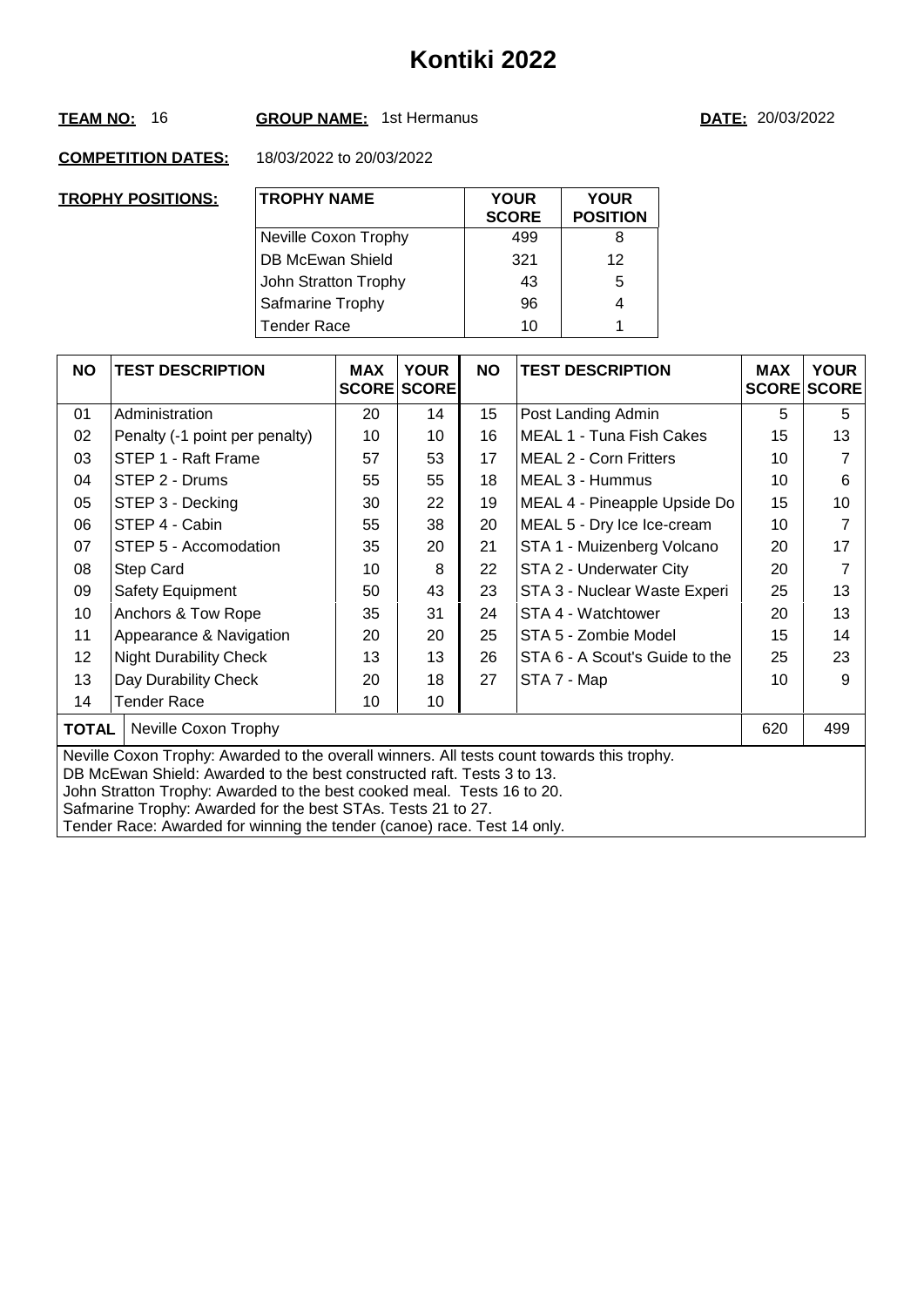# Kontiki 2022

**TEAM NO:** 16 **GROUP NAME:** 1st Hermanus **DATE:** 20/03/2022

**COMPETITION DATES:** 18/03/2022 to 20/03/2022

**TROPHY POSITIONS:**

| TROPHY NAME | YOUR SCORE | YOUR POSITION |
|---|---|---|
| Neville Coxon Trophy | 499 | 8 |
| DB McEwan Shield | 321 | 12 |
| John Stratton Trophy | 43 | 5 |
| Safmarine Trophy | 96 | 4 |
| Tender Race | 10 | 1 |

| NO | TEST DESCRIPTION | MAX SCORE | YOUR SCORE | NO | TEST DESCRIPTION | MAX SCORE | YOUR SCORE |
|---|---|---|---|---|---|---|---|
| 01 | Administration | 20 | 14 | 15 | Post Landing Admin | 5 | 5 |
| 02 | Penalty (-1 point per penalty) | 10 | 10 | 16 | MEAL 1 - Tuna Fish Cakes | 15 | 13 |
| 03 | STEP 1 - Raft Frame | 57 | 53 | 17 | MEAL 2 - Corn Fritters | 10 | 7 |
| 04 | STEP 2 - Drums | 55 | 55 | 18 | MEAL 3 - Hummus | 10 | 6 |
| 05 | STEP 3 - Decking | 30 | 22 | 19 | MEAL 4 - Pineapple Upside Do | 15 | 10 |
| 06 | STEP 4 - Cabin | 55 | 38 | 20 | MEAL 5 - Dry Ice Ice-cream | 10 | 7 |
| 07 | STEP 5 - Accomodation | 35 | 20 | 21 | STA 1 - Muizenberg Volcano | 20 | 17 |
| 08 | Step Card | 10 | 8 | 22 | STA 2 - Underwater City | 20 | 7 |
| 09 | Safety Equipment | 50 | 43 | 23 | STA 3 - Nuclear Waste Experi | 25 | 13 |
| 10 | Anchors & Tow Rope | 35 | 31 | 24 | STA 4 - Watchtower | 20 | 13 |
| 11 | Appearance & Navigation | 20 | 20 | 25 | STA 5 - Zombie Model | 15 | 14 |
| 12 | Night Durability Check | 13 | 13 | 26 | STA 6 - A Scout's Guide to the | 25 | 23 |
| 13 | Day Durability Check | 20 | 18 | 27 | STA 7 - Map | 10 | 9 |
| 14 | Tender Race | 10 | 10 | | | | |
| **TOTAL** | Neville Coxon Trophy | | | | | 620 | 499 |

Neville Coxon Trophy: Awarded to the overall winners. All tests count towards this trophy.
DB McEwan Shield: Awarded to the best constructed raft. Tests 3 to 13.
John Stratton Trophy: Awarded to the best cooked meal. Tests 16 to 20.
Safmarine Trophy: Awarded for the best STAs. Tests 21 to 27.
Tender Race: Awarded for winning the tender (canoe) race. Test 14 only.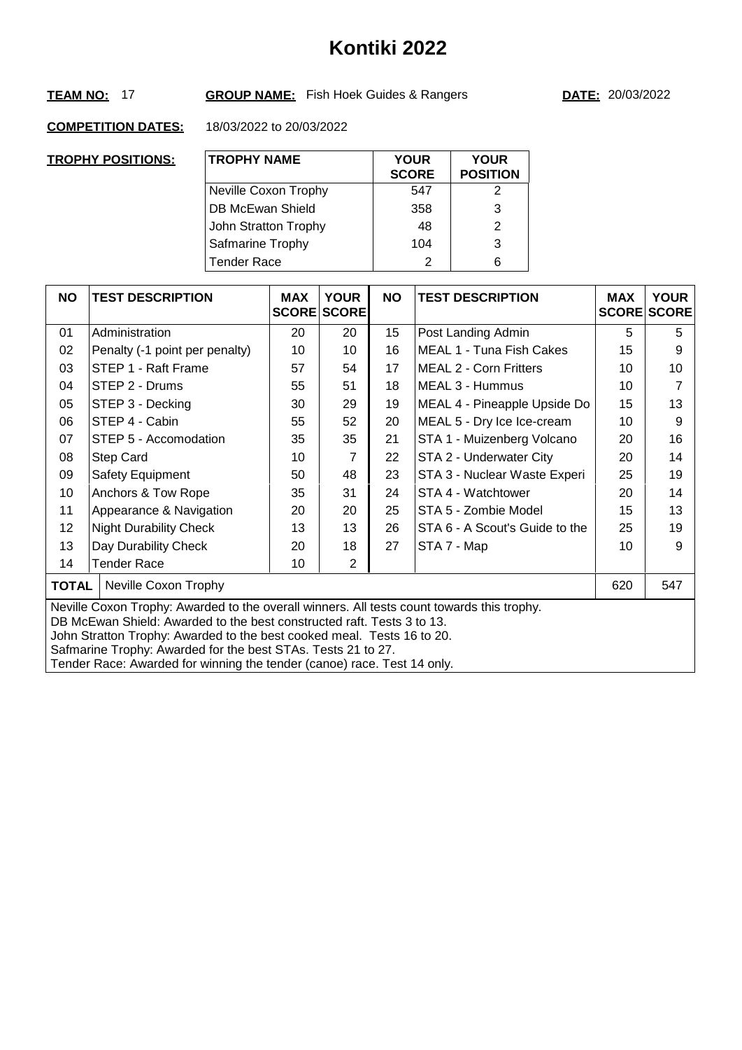# Kontiki 2022

**TEAM NO:** 17 **GROUP NAME:** Fish Hoek Guides & Rangers **DATE:** 20/03/2022

**COMPETITION DATES:** 18/03/2022 to 20/03/2022

**TROPHY POSITIONS:**

| TROPHY NAME | YOUR SCORE | YOUR POSITION |
|---|---|---|
| Neville Coxon Trophy | 547 | 2 |
| DB McEwan Shield | 358 | 3 |
| John Stratton Trophy | 48 | 2 |
| Safmarine Trophy | 104 | 3 |
| Tender Race | 2 | 6 |

| NO | TEST DESCRIPTION | MAX SCORE | YOUR SCORE | NO | TEST DESCRIPTION | MAX SCORE | YOUR SCORE |
|---|---|---|---|---|---|---|---|
| 01 | Administration | 20 | 20 | 15 | Post Landing Admin | 5 | 5 |
| 02 | Penalty (-1 point per penalty) | 10 | 10 | 16 | MEAL 1 - Tuna Fish Cakes | 15 | 9 |
| 03 | STEP 1 - Raft Frame | 57 | 54 | 17 | MEAL 2 - Corn Fritters | 10 | 10 |
| 04 | STEP 2 - Drums | 55 | 51 | 18 | MEAL 3 - Hummus | 10 | 7 |
| 05 | STEP 3 - Decking | 30 | 29 | 19 | MEAL 4 - Pineapple Upside Do | 15 | 13 |
| 06 | STEP 4 - Cabin | 55 | 52 | 20 | MEAL 5 - Dry Ice Ice-cream | 10 | 9 |
| 07 | STEP 5 - Accomodation | 35 | 35 | 21 | STA 1 - Muizenberg Volcano | 20 | 16 |
| 08 | Step Card | 10 | 7 | 22 | STA 2 - Underwater City | 20 | 14 |
| 09 | Safety Equipment | 50 | 48 | 23 | STA 3 - Nuclear Waste Experi | 25 | 19 |
| 10 | Anchors & Tow Rope | 35 | 31 | 24 | STA 4 - Watchtower | 20 | 14 |
| 11 | Appearance & Navigation | 20 | 20 | 25 | STA 5 - Zombie Model | 15 | 13 |
| 12 | Night Durability Check | 13 | 13 | 26 | STA 6 - A Scout's Guide to the | 25 | 19 |
| 13 | Day Durability Check | 20 | 18 | 27 | STA 7 - Map | 10 | 9 |
| 14 | Tender Race | 10 | 2 | | | | |
| **TOTAL** | Neville Coxon Trophy | | | | | 620 | 547 |

Neville Coxon Trophy: Awarded to the overall winners. All tests count towards this trophy.
DB McEwan Shield: Awarded to the best constructed raft. Tests 3 to 13.
John Stratton Trophy: Awarded to the best cooked meal. Tests 16 to 20.
Safmarine Trophy: Awarded for the best STAs. Tests 21 to 27.
Tender Race: Awarded for winning the tender (canoe) race. Test 14 only.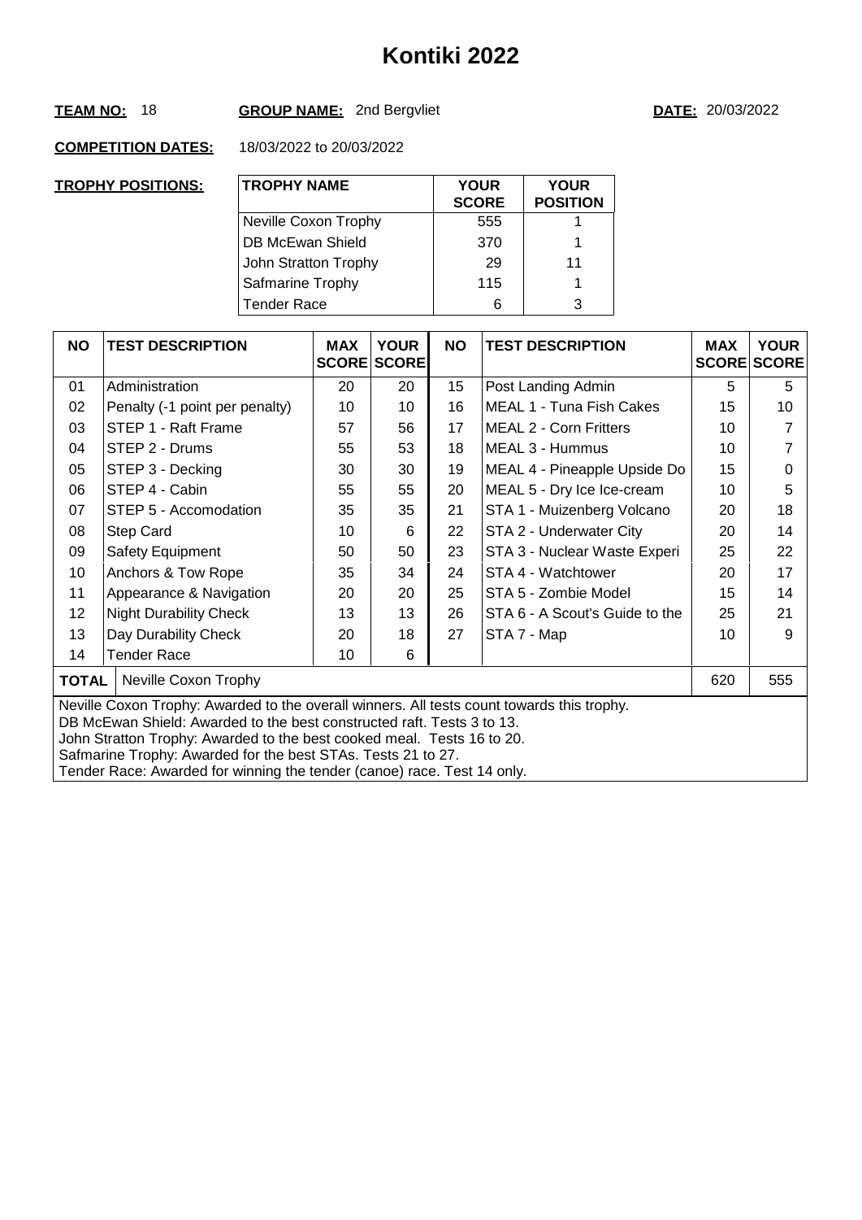# Kontiki 2022

**TEAM NO:** 18 **GROUP NAME:** 2nd Bergvliet **DATE:** 20/03/2022

**COMPETITION DATES:** 18/03/2022 to 20/03/2022

**TROPHY POSITIONS:**

| TROPHY NAME | YOUR SCORE | YOUR POSITION |
|---|---|---|
| Neville Coxon Trophy | 555 | 1 |
| DB McEwan Shield | 370 | 1 |
| John Stratton Trophy | 29 | 11 |
| Safmarine Trophy | 115 | 1 |
| Tender Race | 6 | 3 |

| NO | TEST DESCRIPTION | MAX SCORE | YOUR SCORE | NO | TEST DESCRIPTION | MAX SCORE | YOUR SCORE |
|---|---|---|---|---|---|---|---|
| 01 | Administration | 20 | 20 | 15 | Post Landing Admin | 5 | 5 |
| 02 | Penalty (-1 point per penalty) | 10 | 10 | 16 | MEAL 1 - Tuna Fish Cakes | 15 | 10 |
| 03 | STEP 1 - Raft Frame | 57 | 56 | 17 | MEAL 2 - Corn Fritters | 10 | 7 |
| 04 | STEP 2 - Drums | 55 | 53 | 18 | MEAL 3 - Hummus | 10 | 7 |
| 05 | STEP 3 - Decking | 30 | 30 | 19 | MEAL 4 - Pineapple Upside Do | 15 | 0 |
| 06 | STEP 4 - Cabin | 55 | 55 | 20 | MEAL 5 - Dry Ice Ice-cream | 10 | 5 |
| 07 | STEP 5 - Accomodation | 35 | 35 | 21 | STA 1 - Muizenberg Volcano | 20 | 18 |
| 08 | Step Card | 10 | 6 | 22 | STA 2 - Underwater City | 20 | 14 |
| 09 | Safety Equipment | 50 | 50 | 23 | STA 3 - Nuclear Waste Experi | 25 | 22 |
| 10 | Anchors & Tow Rope | 35 | 34 | 24 | STA 4 - Watchtower | 20 | 17 |
| 11 | Appearance & Navigation | 20 | 20 | 25 | STA 5 - Zombie Model | 15 | 14 |
| 12 | Night Durability Check | 13 | 13 | 26 | STA 6 - A Scout's Guide to the | 25 | 21 |
| 13 | Day Durability Check | 20 | 18 | 27 | STA 7 - Map | 10 | 9 |
| 14 | Tender Race | 10 | 6 | | | | |
| **TOTAL** | Neville Coxon Trophy | | | | | 620 | 555 |

Neville Coxon Trophy: Awarded to the overall winners. All tests count towards this trophy.
DB McEwan Shield: Awarded to the best constructed raft. Tests 3 to 13.
John Stratton Trophy: Awarded to the best cooked meal. Tests 16 to 20.
Safmarine Trophy: Awarded for the best STAs. Tests 21 to 27.
Tender Race: Awarded for winning the tender (canoe) race. Test 14 only.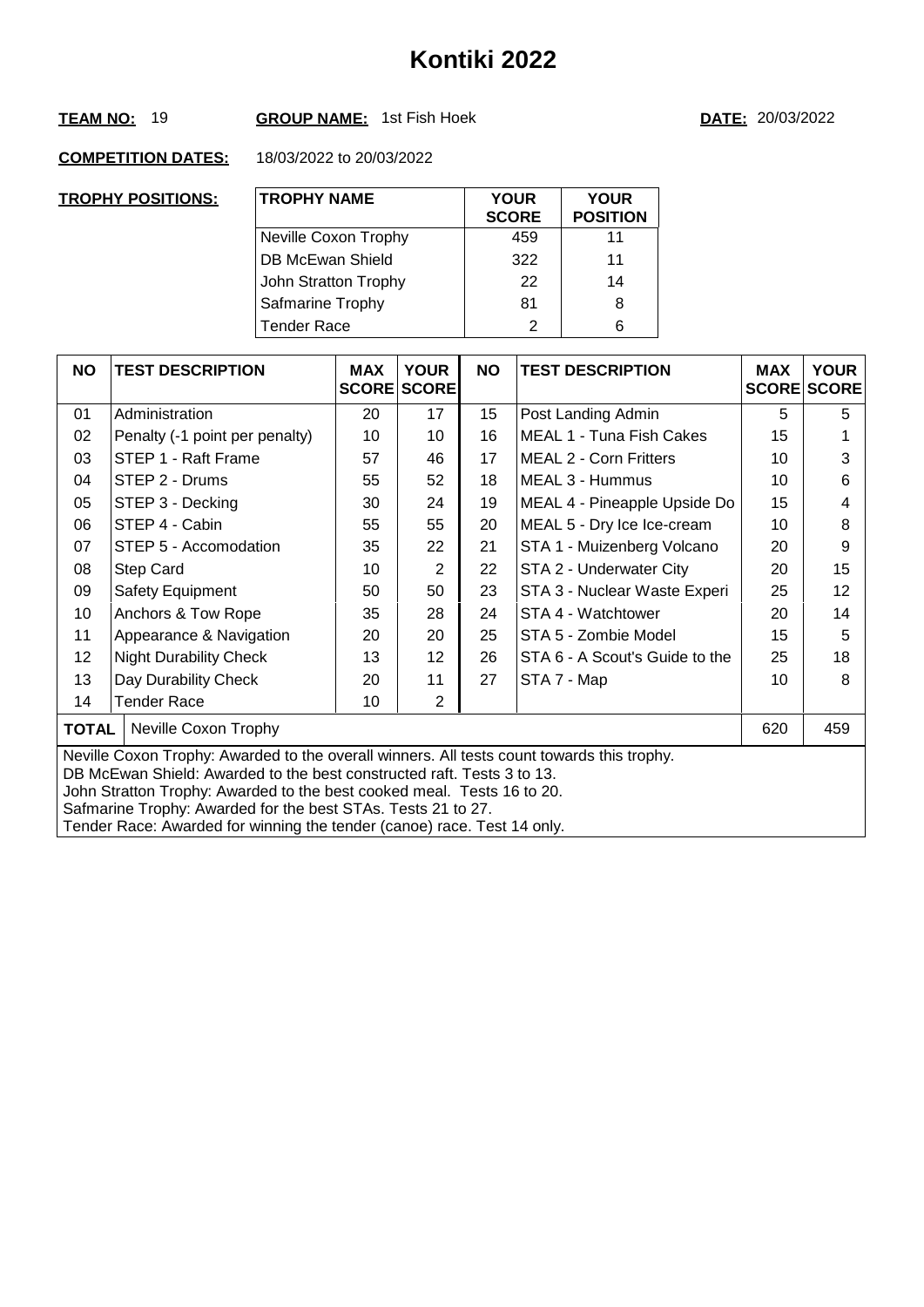# Kontiki 2022

**TEAM NO:** 19 **GROUP NAME:** 1st Fish Hoek **DATE:** 20/03/2022

**COMPETITION DATES:** 18/03/2022 to 20/03/2022

**TROPHY POSITIONS:**

| TROPHY NAME | YOUR SCORE | YOUR POSITION |
|---|---|---|
| Neville Coxon Trophy | 459 | 11 |
| DB McEwan Shield | 322 | 11 |
| John Stratton Trophy | 22 | 14 |
| Safmarine Trophy | 81 | 8 |
| Tender Race | 2 | 6 |

| NO | TEST DESCRIPTION | MAX SCORE | YOUR SCORE | NO | TEST DESCRIPTION | MAX SCORE | YOUR SCORE |
|---|---|---|---|---|---|---|---|
| 01 | Administration | 20 | 17 | 15 | Post Landing Admin | 5 | 5 |
| 02 | Penalty (-1 point per penalty) | 10 | 10 | 16 | MEAL 1 - Tuna Fish Cakes | 15 | 1 |
| 03 | STEP 1 - Raft Frame | 57 | 46 | 17 | MEAL 2 - Corn Fritters | 10 | 3 |
| 04 | STEP 2 - Drums | 55 | 52 | 18 | MEAL 3 - Hummus | 10 | 6 |
| 05 | STEP 3 - Decking | 30 | 24 | 19 | MEAL 4 - Pineapple Upside Do | 15 | 4 |
| 06 | STEP 4 - Cabin | 55 | 55 | 20 | MEAL 5 - Dry Ice Ice-cream | 10 | 8 |
| 07 | STEP 5 - Accomodation | 35 | 22 | 21 | STA 1 - Muizenberg Volcano | 20 | 9 |
| 08 | Step Card | 10 | 2 | 22 | STA 2 - Underwater City | 20 | 15 |
| 09 | Safety Equipment | 50 | 50 | 23 | STA 3 - Nuclear Waste Experi | 25 | 12 |
| 10 | Anchors & Tow Rope | 35 | 28 | 24 | STA 4 - Watchtower | 20 | 14 |
| 11 | Appearance & Navigation | 20 | 20 | 25 | STA 5 - Zombie Model | 15 | 5 |
| 12 | Night Durability Check | 13 | 12 | 26 | STA 6 - A Scout's Guide to the | 25 | 18 |
| 13 | Day Durability Check | 20 | 11 | 27 | STA 7 - Map | 10 | 8 |
| 14 | Tender Race | 10 | 2 | | | | |
| **TOTAL** | Neville Coxon Trophy | | | | | 620 | 459 |

Neville Coxon Trophy: Awarded to the overall winners. All tests count towards this trophy.
DB McEwan Shield: Awarded to the best constructed raft. Tests 3 to 13.
John Stratton Trophy: Awarded to the best cooked meal. Tests 16 to 20.
Safmarine Trophy: Awarded for the best STAs. Tests 21 to 27.
Tender Race: Awarded for winning the tender (canoe) race. Test 14 only.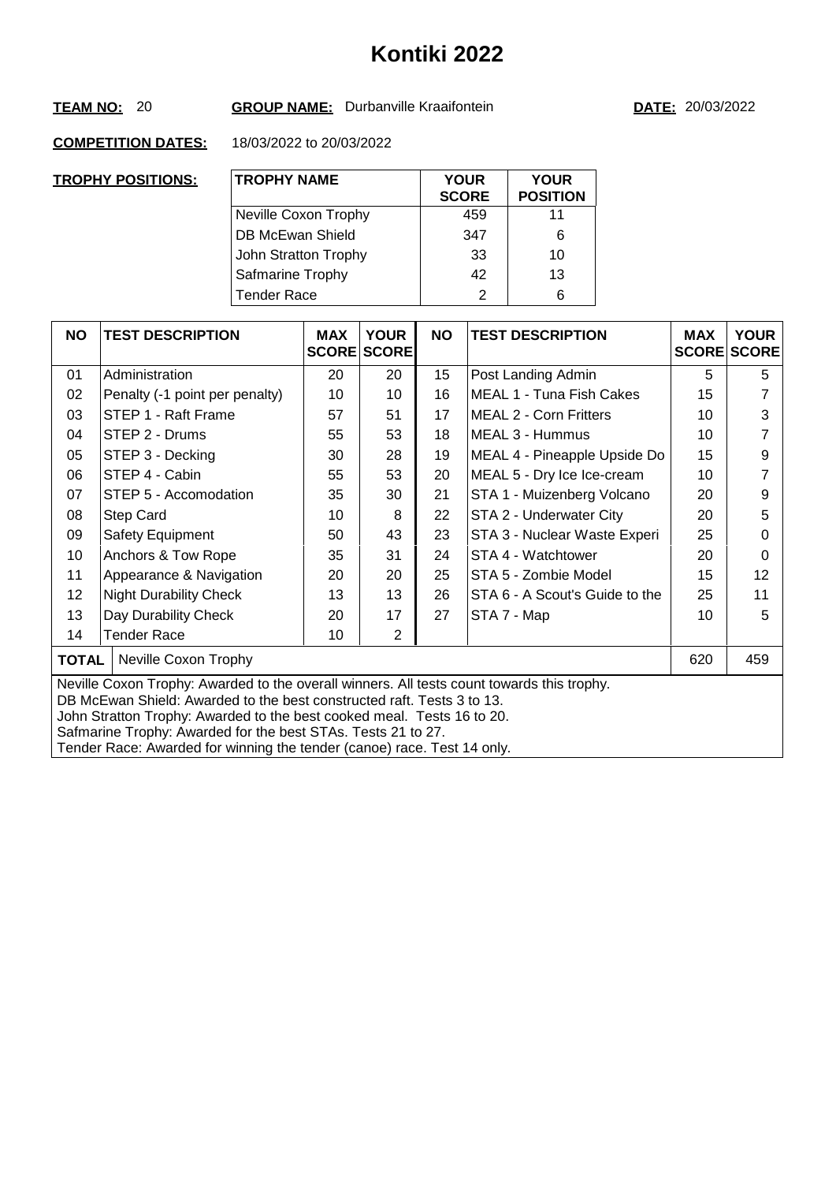# Kontiki 2022

**TEAM NO:** 20 **GROUP NAME:** Durbanville Kraaifontein **DATE:** 20/03/2022

**COMPETITION DATES:** 18/03/2022 to 20/03/2022

**TROPHY POSITIONS:**

| TROPHY NAME | YOUR SCORE | YOUR POSITION |
|---|---|---|
| Neville Coxon Trophy | 459 | 11 |
| DB McEwan Shield | 347 | 6 |
| John Stratton Trophy | 33 | 10 |
| Safmarine Trophy | 42 | 13 |
| Tender Race | 2 | 6 |

| NO | TEST DESCRIPTION | MAX SCORE | YOUR SCORE | NO | TEST DESCRIPTION | MAX SCORE | YOUR SCORE |
|---|---|---|---|---|---|---|---|
| 01 | Administration | 20 | 20 | 15 | Post Landing Admin | 5 | 5 |
| 02 | Penalty (-1 point per penalty) | 10 | 10 | 16 | MEAL 1 - Tuna Fish Cakes | 15 | 7 |
| 03 | STEP 1 - Raft Frame | 57 | 51 | 17 | MEAL 2 - Corn Fritters | 10 | 3 |
| 04 | STEP 2 - Drums | 55 | 53 | 18 | MEAL 3 - Hummus | 10 | 7 |
| 05 | STEP 3 - Decking | 30 | 28 | 19 | MEAL 4 - Pineapple Upside Do | 15 | 9 |
| 06 | STEP 4 - Cabin | 55 | 53 | 20 | MEAL 5 - Dry Ice Ice-cream | 10 | 7 |
| 07 | STEP 5 - Accomodation | 35 | 30 | 21 | STA 1 - Muizenberg Volcano | 20 | 9 |
| 08 | Step Card | 10 | 8 | 22 | STA 2 - Underwater City | 20 | 5 |
| 09 | Safety Equipment | 50 | 43 | 23 | STA 3 - Nuclear Waste Experi | 25 | 0 |
| 10 | Anchors & Tow Rope | 35 | 31 | 24 | STA 4 - Watchtower | 20 | 0 |
| 11 | Appearance & Navigation | 20 | 20 | 25 | STA 5 - Zombie Model | 15 | 12 |
| 12 | Night Durability Check | 13 | 13 | 26 | STA 6 - A Scout's Guide to the | 25 | 11 |
| 13 | Day Durability Check | 20 | 17 | 27 | STA 7 - Map | 10 | 5 |
| 14 | Tender Race | 10 | 2 | | | | |
| **TOTAL** | Neville Coxon Trophy | | | | | 620 | 459 |

Neville Coxon Trophy: Awarded to the overall winners. All tests count towards this trophy.
DB McEwan Shield: Awarded to the best constructed raft. Tests 3 to 13.
John Stratton Trophy: Awarded to the best cooked meal. Tests 16 to 20.
Safmarine Trophy: Awarded for the best STAs. Tests 21 to 27.
Tender Race: Awarded for winning the tender (canoe) race. Test 14 only.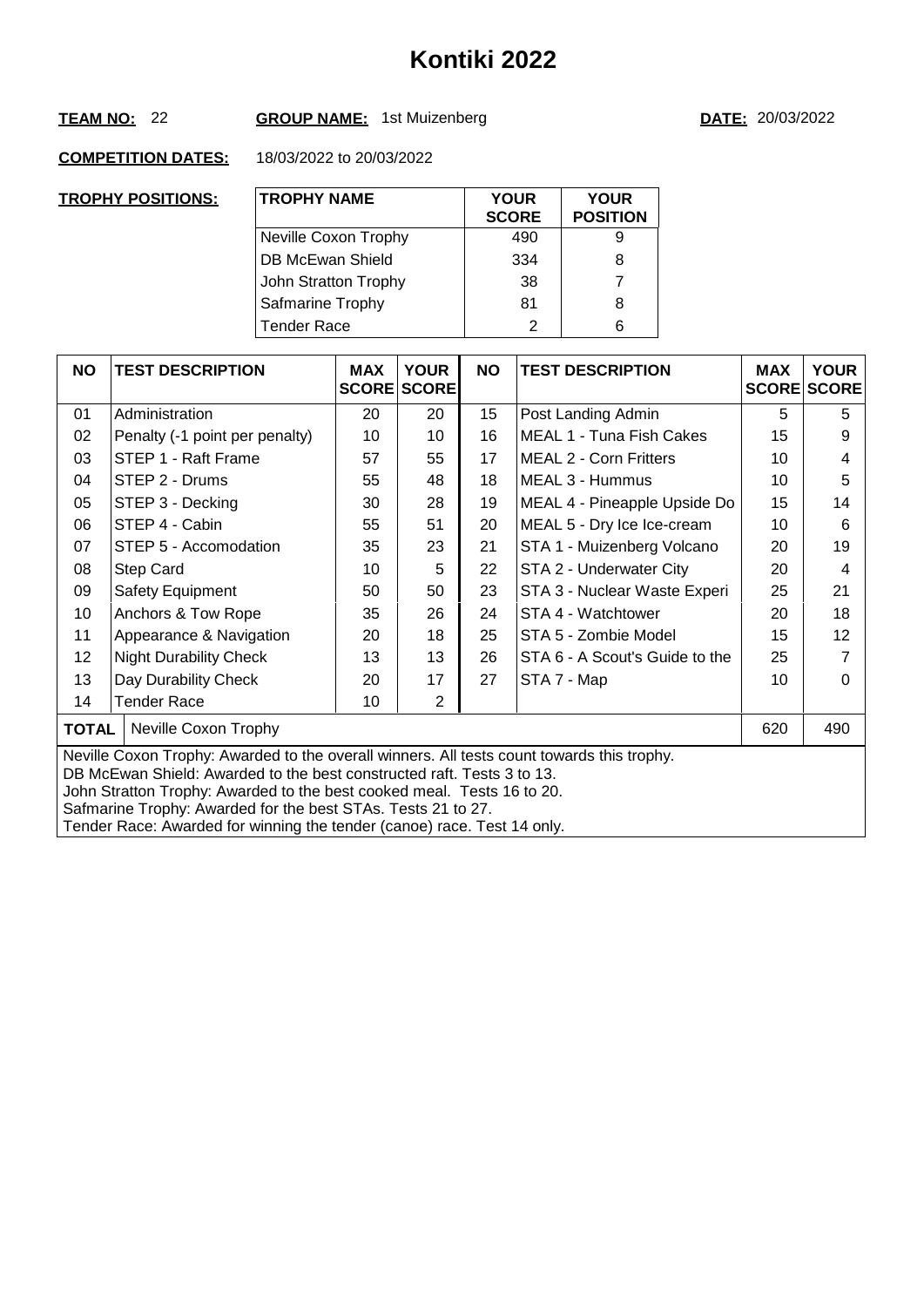# Kontiki 2022

**TEAM NO:** 22 **GROUP NAME:** 1st Muizenberg **DATE:** 20/03/2022

**COMPETITION DATES:** 18/03/2022 to 20/03/2022

**TROPHY POSITIONS:**

| TROPHY NAME | YOUR SCORE | YOUR POSITION |
|---|---|---|
| Neville Coxon Trophy | 490 | 9 |
| DB McEwan Shield | 334 | 8 |
| John Stratton Trophy | 38 | 7 |
| Safmarine Trophy | 81 | 8 |
| Tender Race | 2 | 6 |

| NO | TEST DESCRIPTION | MAX SCORE | YOUR SCORE | NO | TEST DESCRIPTION | MAX SCORE | YOUR SCORE |
|---|---|---|---|---|---|---|---|
| 01 | Administration | 20 | 20 | 15 | Post Landing Admin | 5 | 5 |
| 02 | Penalty (-1 point per penalty) | 10 | 10 | 16 | MEAL 1 - Tuna Fish Cakes | 15 | 9 |
| 03 | STEP 1 - Raft Frame | 57 | 55 | 17 | MEAL 2 - Corn Fritters | 10 | 4 |
| 04 | STEP 2 - Drums | 55 | 48 | 18 | MEAL 3 - Hummus | 10 | 5 |
| 05 | STEP 3 - Decking | 30 | 28 | 19 | MEAL 4 - Pineapple Upside Do | 15 | 14 |
| 06 | STEP 4 - Cabin | 55 | 51 | 20 | MEAL 5 - Dry Ice Ice-cream | 10 | 6 |
| 07 | STEP 5 - Accomodation | 35 | 23 | 21 | STA 1 - Muizenberg Volcano | 20 | 19 |
| 08 | Step Card | 10 | 5 | 22 | STA 2 - Underwater City | 20 | 4 |
| 09 | Safety Equipment | 50 | 50 | 23 | STA 3 - Nuclear Waste Experi | 25 | 21 |
| 10 | Anchors & Tow Rope | 35 | 26 | 24 | STA 4 - Watchtower | 20 | 18 |
| 11 | Appearance & Navigation | 20 | 18 | 25 | STA 5 - Zombie Model | 15 | 12 |
| 12 | Night Durability Check | 13 | 13 | 26 | STA 6 - A Scout's Guide to the | 25 | 7 |
| 13 | Day Durability Check | 20 | 17 | 27 | STA 7 - Map | 10 | 0 |
| 14 | Tender Race | 10 | 2 | | | | |
| **TOTAL** | Neville Coxon Trophy | | | | | 620 | 490 |

Neville Coxon Trophy: Awarded to the overall winners. All tests count towards this trophy.
DB McEwan Shield: Awarded to the best constructed raft. Tests 3 to 13.
John Stratton Trophy: Awarded to the best cooked meal. Tests 16 to 20.
Safmarine Trophy: Awarded for the best STAs. Tests 21 to 27.
Tender Race: Awarded for winning the tender (canoe) race. Test 14 only.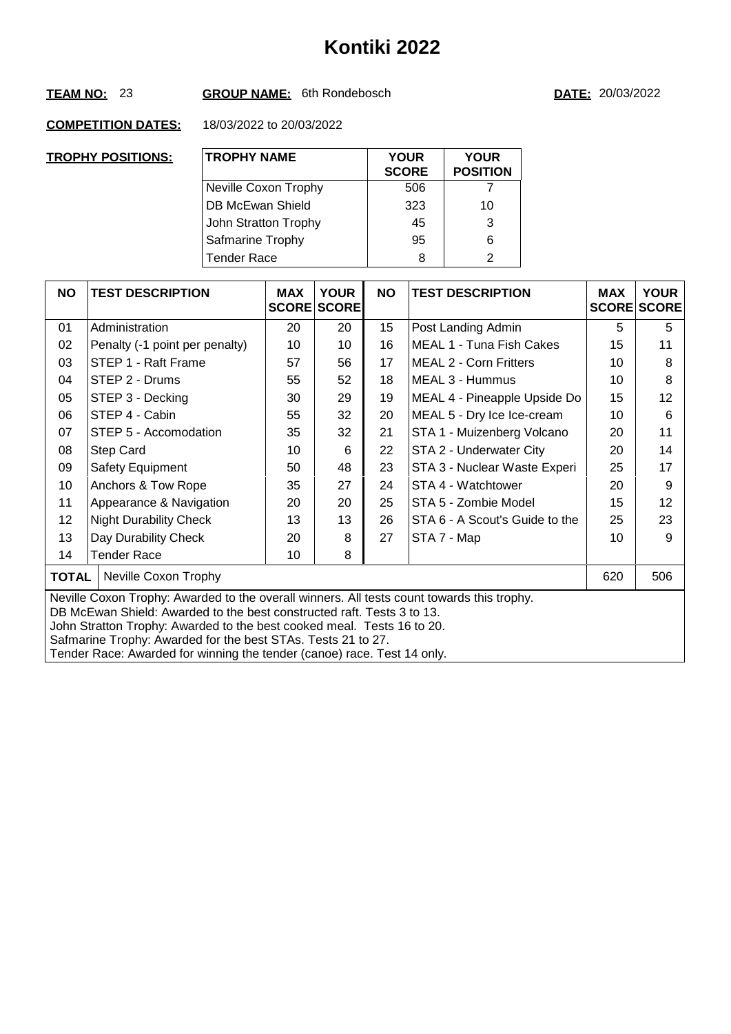# Kontiki 2022

**TEAM NO:** 23 **GROUP NAME:** 6th Rondebosch **DATE:** 20/03/2022

**COMPETITION DATES:** 18/03/2022 to 20/03/2022

**TROPHY POSITIONS:**

| TROPHY NAME | YOUR SCORE | YOUR POSITION |
|---|---|---|
| Neville Coxon Trophy | 506 | 7 |
| DB McEwan Shield | 323 | 10 |
| John Stratton Trophy | 45 | 3 |
| Safmarine Trophy | 95 | 6 |
| Tender Race | 8 | 2 |

| NO | TEST DESCRIPTION | MAX SCORE | YOUR SCORE | NO | TEST DESCRIPTION | MAX SCORE | YOUR SCORE |
|---|---|---|---|---|---|---|---|
| 01 | Administration | 20 | 20 | 15 | Post Landing Admin | 5 | 5 |
| 02 | Penalty (-1 point per penalty) | 10 | 10 | 16 | MEAL 1 - Tuna Fish Cakes | 15 | 11 |
| 03 | STEP 1 - Raft Frame | 57 | 56 | 17 | MEAL 2 - Corn Fritters | 10 | 8 |
| 04 | STEP 2 - Drums | 55 | 52 | 18 | MEAL 3 - Hummus | 10 | 8 |
| 05 | STEP 3 - Decking | 30 | 29 | 19 | MEAL 4 - Pineapple Upside Do | 15 | 12 |
| 06 | STEP 4 - Cabin | 55 | 32 | 20 | MEAL 5 - Dry Ice Ice-cream | 10 | 6 |
| 07 | STEP 5 - Accomodation | 35 | 32 | 21 | STA 1 - Muizenberg Volcano | 20 | 11 |
| 08 | Step Card | 10 | 6 | 22 | STA 2 - Underwater City | 20 | 14 |
| 09 | Safety Equipment | 50 | 48 | 23 | STA 3 - Nuclear Waste Experi | 25 | 17 |
| 10 | Anchors & Tow Rope | 35 | 27 | 24 | STA 4 - Watchtower | 20 | 9 |
| 11 | Appearance & Navigation | 20 | 20 | 25 | STA 5 - Zombie Model | 15 | 12 |
| 12 | Night Durability Check | 13 | 13 | 26 | STA 6 - A Scout's Guide to the | 25 | 23 |
| 13 | Day Durability Check | 20 | 8 | 27 | STA 7 - Map | 10 | 9 |
| 14 | Tender Race | 10 | 8 | | | | |
| **TOTAL** | Neville Coxon Trophy | | | | | 620 | 506 |

Neville Coxon Trophy: Awarded to the overall winners. All tests count towards this trophy.
DB McEwan Shield: Awarded to the best constructed raft. Tests 3 to 13.
John Stratton Trophy: Awarded to the best cooked meal. Tests 16 to 20.
Safmarine Trophy: Awarded for the best STAs. Tests 21 to 27.
Tender Race: Awarded for winning the tender (canoe) race. Test 14 only.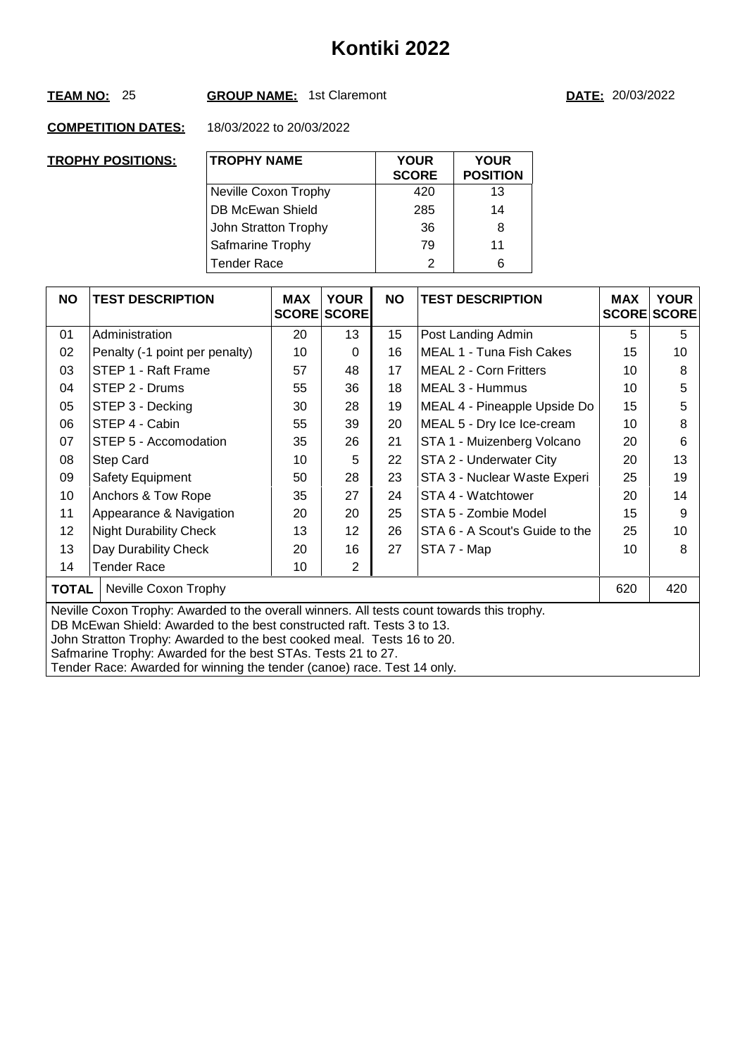# Kontiki 2022

**TEAM NO:** 25 **GROUP NAME:** 1st Claremont **DATE:** 20/03/2022

**COMPETITION DATES:** 18/03/2022 to 20/03/2022

**TROPHY POSITIONS:**

| TROPHY NAME | YOUR SCORE | YOUR POSITION |
|---|---|---|
| Neville Coxon Trophy | 420 | 13 |
| DB McEwan Shield | 285 | 14 |
| John Stratton Trophy | 36 | 8 |
| Safmarine Trophy | 79 | 11 |
| Tender Race | 2 | 6 |

| NO | TEST DESCRIPTION | MAX SCORE | YOUR SCORE | NO | TEST DESCRIPTION | MAX SCORE | YOUR SCORE |
|---|---|---|---|---|---|---|---|
| 01 | Administration | 20 | 13 | 15 | Post Landing Admin | 5 | 5 |
| 02 | Penalty (-1 point per penalty) | 10 | 0 | 16 | MEAL 1 - Tuna Fish Cakes | 15 | 10 |
| 03 | STEP 1 - Raft Frame | 57 | 48 | 17 | MEAL 2 - Corn Fritters | 10 | 8 |
| 04 | STEP 2 - Drums | 55 | 36 | 18 | MEAL 3 - Hummus | 10 | 5 |
| 05 | STEP 3 - Decking | 30 | 28 | 19 | MEAL 4 - Pineapple Upside Do | 15 | 5 |
| 06 | STEP 4 - Cabin | 55 | 39 | 20 | MEAL 5 - Dry Ice Ice-cream | 10 | 8 |
| 07 | STEP 5 - Accomodation | 35 | 26 | 21 | STA 1 - Muizenberg Volcano | 20 | 6 |
| 08 | Step Card | 10 | 5 | 22 | STA 2 - Underwater City | 20 | 13 |
| 09 | Safety Equipment | 50 | 28 | 23 | STA 3 - Nuclear Waste Experi | 25 | 19 |
| 10 | Anchors & Tow Rope | 35 | 27 | 24 | STA 4 - Watchtower | 20 | 14 |
| 11 | Appearance & Navigation | 20 | 20 | 25 | STA 5 - Zombie Model | 15 | 9 |
| 12 | Night Durability Check | 13 | 12 | 26 | STA 6 - A Scout's Guide to the | 25 | 10 |
| 13 | Day Durability Check | 20 | 16 | 27 | STA 7 - Map | 10 | 8 |
| 14 | Tender Race | 10 | 2 | | | | |
| **TOTAL** | Neville Coxon Trophy | | | | | 620 | 420 |

Neville Coxon Trophy: Awarded to the overall winners. All tests count towards this trophy.
DB McEwan Shield: Awarded to the best constructed raft. Tests 3 to 13.
John Stratton Trophy: Awarded to the best cooked meal. Tests 16 to 20.
Safmarine Trophy: Awarded for the best STAs. Tests 21 to 27.
Tender Race: Awarded for winning the tender (canoe) race. Test 14 only.